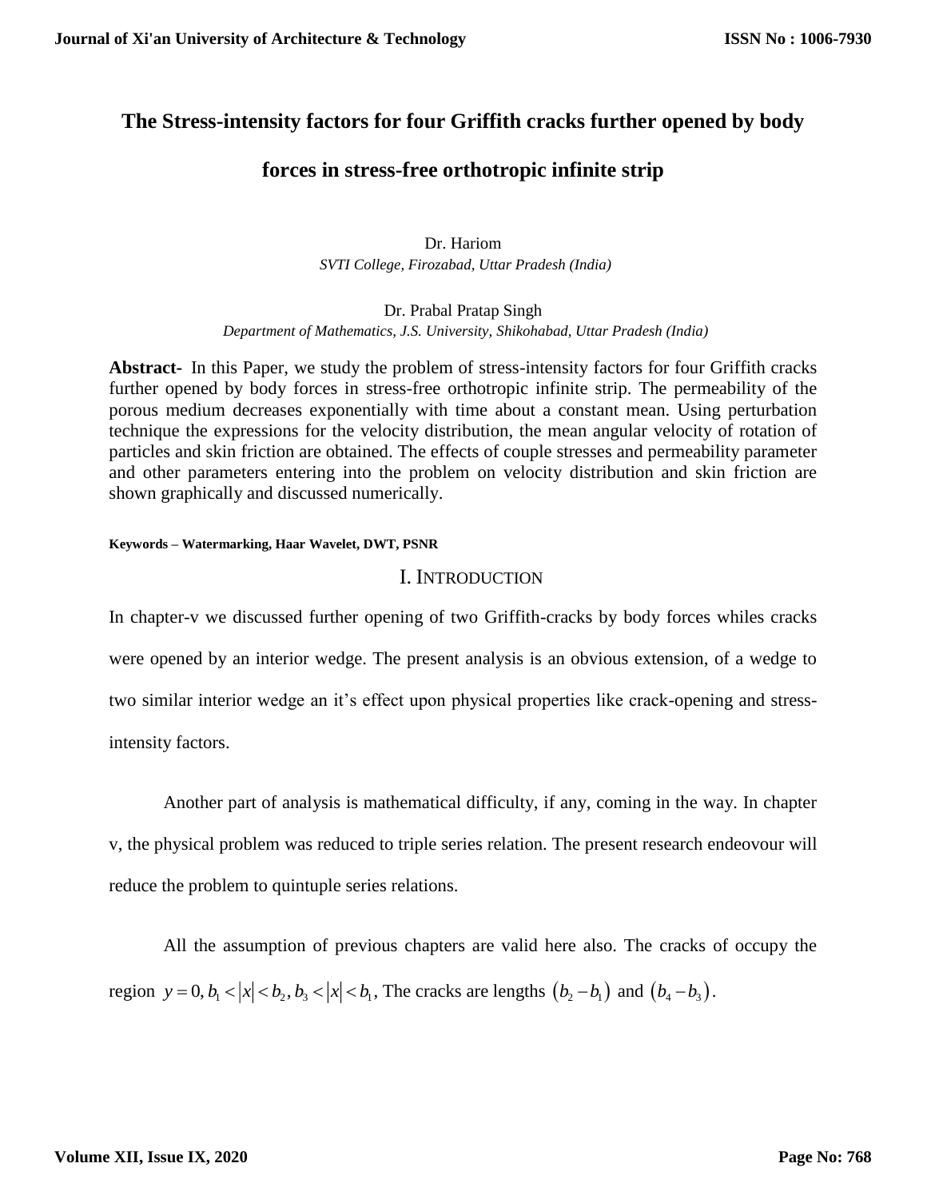# The Stress-intensity factors for four Griffith cracks further opened by body forces in stress-free orthotropic infinite strip

Dr. Hariom
*SVTI College, Firozabad, Uttar Pradesh (India)*

Dr. Prabal Pratap Singh
*Department of Mathematics, J.S. University, Shikohabad, Uttar Pradesh (India)*

**Abstract-** In this Paper, we study the problem of stress-intensity factors for four Griffith cracks further opened by body forces in stress-free orthotropic infinite strip. The permeability of the porous medium decreases exponentially with time about a constant mean. Using perturbation technique the expressions for the velocity distribution, the mean angular velocity of rotation of particles and skin friction are obtained. The effects of couple stresses and permeability parameter and other parameters entering into the problem on velocity distribution and skin friction are shown graphically and discussed numerically.

**Keywords – Watermarking, Haar Wavelet, DWT, PSNR**

## I. Introduction

In chapter-v we discussed further opening of two Griffith-cracks by body forces whiles cracks were opened by an interior wedge. The present analysis is an obvious extension, of a wedge to two similar interior wedge an it's effect upon physical properties like crack-opening and stress-intensity factors.

Another part of analysis is mathematical difficulty, if any, coming in the way. In chapter v, the physical problem was reduced to triple series relation. The present research endeovour will reduce the problem to quintuple series relations.

All the assumption of previous chapters are valid here also. The cracks of occupy the region $y = 0, b_1 < |x| < b_2, b_3 < |x| < b_1$, The cracks are lengths $(b_2 - b_1)$ and $(b_4 - b_3)$.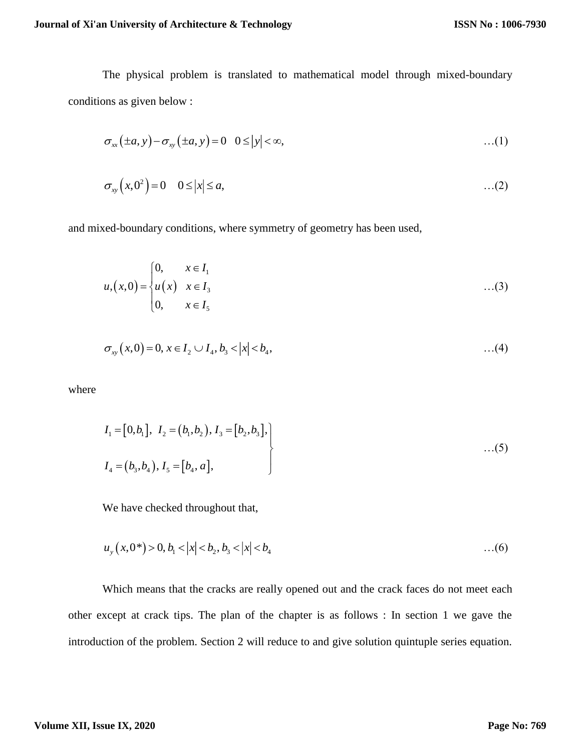The physical problem is translated to mathematical model through mixed-boundary conditions as given below :

$$\sigma_{xx}\left(\pm a, y\right) - \sigma_{xy}\left(\pm a, y\right) = 0 \quad 0 \le \left|y\right| < \infty, \qquad \ldots(1)$$

$$\sigma_{xy}\left(x, 0^2\right) = 0 \quad 0 \le \left|x\right| \le a, \qquad \ldots(2)$$

and mixed-boundary conditions, where symmetry of geometry has been used,

$$u,\left(x,0\right) = \begin{cases} 0, & x \in I_1 \\ u\left(x\right) & x \in I_3 \\ 0, & x \in I_5 \end{cases} \qquad \ldots(3)$$

$$\sigma_{xy}\left(x,0\right) = 0,\, x \in I_2 \cup I_4,\, b_3 < \left|x\right| < b_4, \qquad \ldots(4)$$

where

$$\left.\begin{aligned} & I_1 = \left[0, b_1\right],\ I_2 = \left(b_1, b_2\right), I_3 = \left[b_2, b_3\right], \\ & I_4 = \left(b_3, b_4\right), I_5 = \left[b_4, a\right], \end{aligned}\right\} \qquad \ldots(5)$$

We have checked throughout that,

$$u_y\left(x, 0^*\right) > 0,\, b_1 < \left|x\right| < b_2,\, b_3 < \left|x\right| < b_4 \qquad \ldots(6)$$

Which means that the cracks are really opened out and the crack faces do not meet each other except at crack tips. The plan of the chapter is as follows : In section 1 we gave the introduction of the problem. Section 2 will reduce to and give solution quintuple series equation.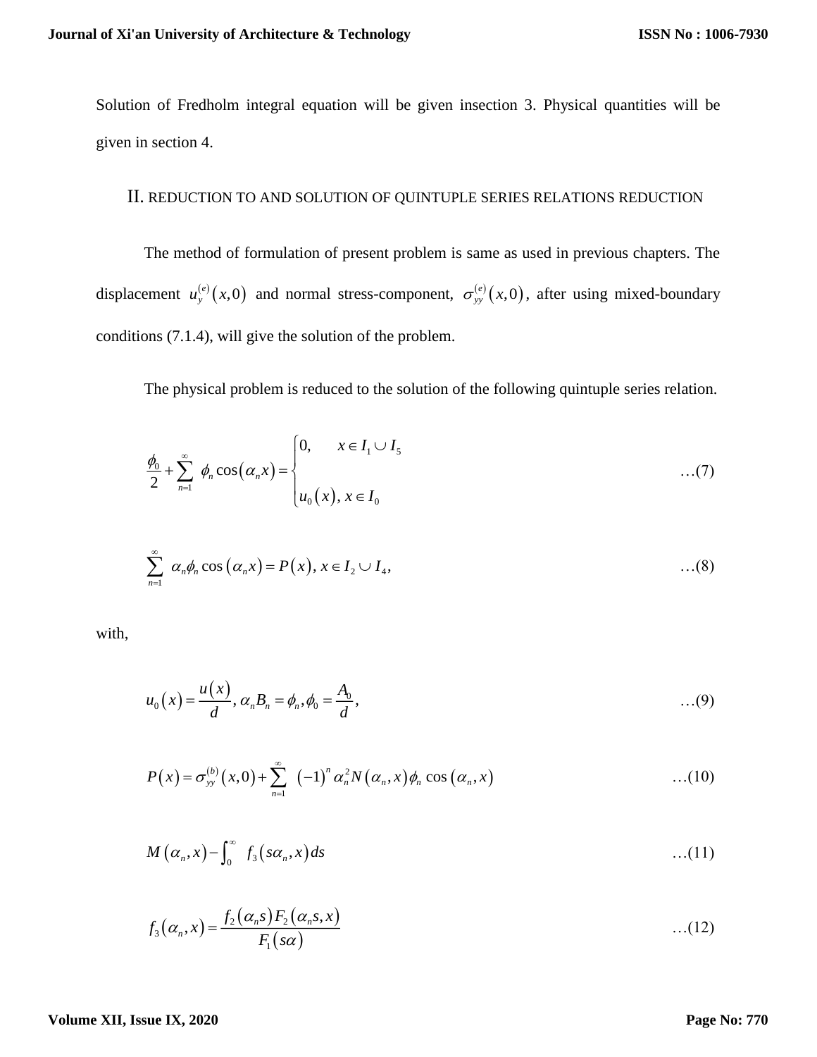Solution of Fredholm integral equation will be given insection 3. Physical quantities will be given in section 4.

## II. REDUCTION TO AND SOLUTION OF QUINTUPLE SERIES RELATIONS REDUCTION

The method of formulation of present problem is same as used in previous chapters. The displacement $u_y^{(e)}(x,0)$ and normal stress-component, $\sigma_{yy}^{(e)}(x,0)$, after using mixed-boundary conditions (7.1.4), will give the solution of the problem.

The physical problem is reduced to the solution of the following quintuple series relation.

$$\frac{\phi_0}{2} + \sum_{n=1}^{\infty} \phi_n \cos(\alpha_n x) = \begin{cases} 0, & x \in I_1 \cup I_5 \\ u_0(x), & x \in I_0 \end{cases} \qquad \ldots(7)$$

$$\sum_{n=1}^{\infty} \alpha_n \phi_n \cos(\alpha_n x) = P(x),\ x \in I_2 \cup I_4, \qquad \ldots(8)$$

with,

$$u_0(x) = \frac{u(x)}{d},\ \alpha_n B_n = \phi_n, \phi_0 = \frac{A_0}{d}, \qquad \ldots(9)$$

$$P(x) = \sigma_{yy}^{(b)}(x,0) + \sum_{n=1}^{\infty} (-1)^n \alpha_n^2 N(\alpha_n, x)\phi_n \cos(\alpha_n, x) \qquad \ldots(10)$$

$$M(\alpha_n, x) - \int_0^{\infty} f_3(s\alpha_n, x)\, ds \qquad \ldots(11)$$

$$f_3(\alpha_n, x) = \frac{f_2(\alpha_n s) F_2(\alpha_n s, x)}{F_1(s\alpha)} \qquad \ldots(12)$$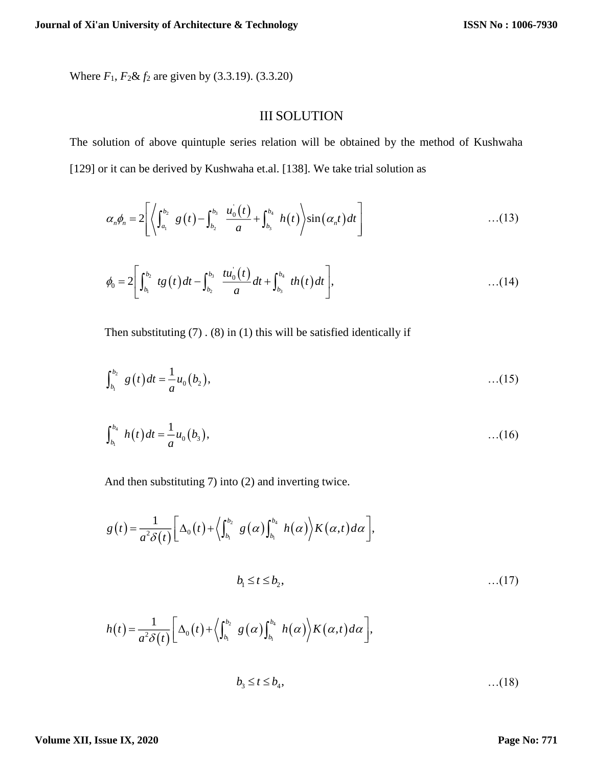Where $F_1$, $F_2$& $f_2$ are given by (3.3.19). (3.3.20)

## III SOLUTION

The solution of above quintuple series relation will be obtained by the method of Kushwaha [129] or it can be derived by Kushwaha et.al. [138]. We take trial solution as

$$\alpha_n\phi_n = 2\left[\left\langle \int_{a_1}^{b_2} g(t) - \int_{b_2}^{b_3} \frac{u_0^{'}(t)}{a} + \int_{b_3}^{b_4} h(t) \right\rangle \sin(\alpha_n t)dt\right] \qquad \ldots(13)$$

$$\phi_0 = 2\left[\int_{b_1}^{b_2} tg(t)dt - \int_{b_2}^{b_3} \frac{tu_0^{'}(t)}{a}dt + \int_{b_3}^{b_4} th(t)dt\right], \qquad \ldots(14)$$

Then substituting (7) . (8) in (1) this will be satisfied identically if

$$\int_{b_1}^{b_2} g(t)dt = \frac{1}{a}u_0(b_2), \qquad \ldots(15)$$

$$\int_{b_1}^{b_4} h(t)dt = \frac{1}{a}u_0(b_3), \qquad \ldots(16)$$

And then substituting 7) into (2) and inverting twice.

$$g(t) = \frac{1}{a^2\delta(t)}\left[\Delta_0(t) + \left\langle \int_{b_1}^{b_2} g(\alpha)\int_{b_1}^{b_4} h(\alpha)\right\rangle K(\alpha,t)d\alpha\right],$$

$$b_1 \le t \le b_2, \qquad \ldots(17)$$

$$h(t) = \frac{1}{a^2\delta(t)}\left[\Delta_0(t) + \left\langle \int_{b_1}^{b_2} g(\alpha)\int_{b_1}^{b_4} h(\alpha)\right\rangle K(\alpha,t)d\alpha\right],$$

$$b_3 \le t \le b_4, \qquad \ldots(18)$$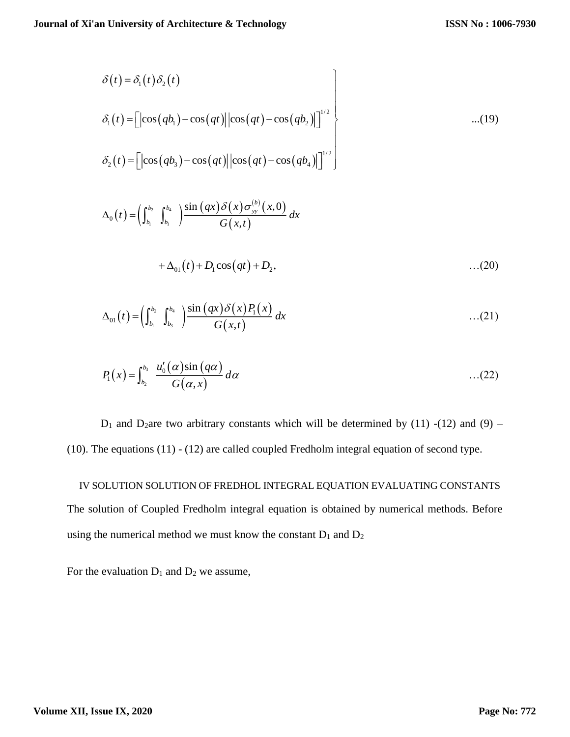$$
\left.\begin{aligned}
&\delta(t)=\delta_1(t)\delta_2(t)\\
&\delta_1(t)=\left[\left|\cos(qb_1)-\cos(qt)\right|\left|\cos(qt)-\cos(qb_2)\right|\right]^{1/2}\\
&\delta_2(t)=\left[\left|\cos(qb_3)-\cos(qt)\right|\left|\cos(qt)-\cos(qb_4)\right|\right]^{1/2}
\end{aligned}\right\} \quad ...(19)
$$

$$
\Delta_0(t)=\left(\int_{b_1}^{b_2}\ \int_{b_1}^{b_4}\right)\frac{\sin(qx)\delta(x)\sigma_{yy}^{(b)}(x,0)}{G(x,t)}\,dx
$$

$$
+\Delta_{01}(t)+D_1\cos(qt)+D_2, \quad \dots(20)
$$

$$
\Delta_{01}(t)=\left(\int_{b_1}^{b_2}\ \int_{b_3}^{b_4}\right)\frac{\sin(qx)\delta(x)P_1(x)}{G(x,t)}\,dx \quad \dots(21)
$$

$$
P_1(x)=\int_{b_2}^{b_3}\ \frac{u_0'(\alpha)\sin(q\alpha)}{G(\alpha,x)}\,d\alpha \quad \dots(22)
$$

$D_1$ and $D_2$are two arbitrary constants which will be determined by (11) -(12) and (9) – (10). The equations (11) - (12) are called coupled Fredholm integral equation of second type.

## IV SOLUTION SOLUTION OF FREDHOL INTEGRAL EQUATION EVALUATING CONSTANTS

The solution of Coupled Fredholm integral equation is obtained by numerical methods. Before using the numerical method we must know the constant $D_1$ and $D_2$

For the evaluation $D_1$ and $D_2$ we assume,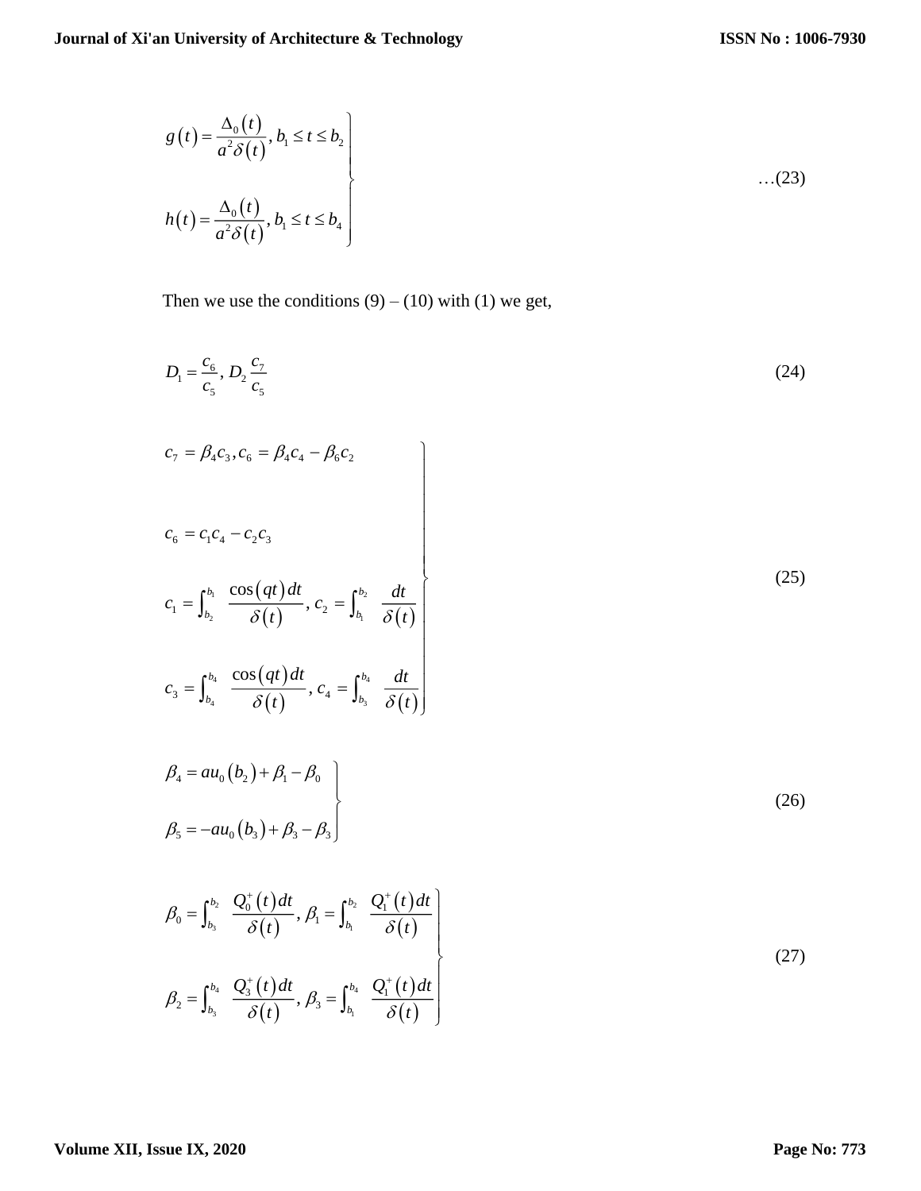$$
\left.
\begin{aligned}
g(t) &= \frac{\Delta_0(t)}{a^2\delta(t)}, b_1 \le t \le b_2 \\
h(t) &= \frac{\Delta_0(t)}{a^2\delta(t)}, b_1 \le t \le b_4
\end{aligned}
\right\} \qquad \ldots(23)
$$

Then we use the conditions (9) – (10) with (1) we get,

$$
D_1 = \frac{c_6}{c_5}, D_2 \frac{c_7}{c_5} \tag{24}
$$

$$
\left.
\begin{aligned}
&c_7 = \beta_4 c_3, c_6 = \beta_4 c_4 - \beta_6 c_2 \\
&c_6 = c_1 c_4 - c_2 c_3 \\
&c_1 = \int_{b_2}^{b_1} \frac{\cos(qt)\,dt}{\delta(t)}, c_2 = \int_{b_1}^{b_2} \frac{dt}{\delta(t)} \\
&c_3 = \int_{b_4}^{b_4} \frac{\cos(qt)\,dt}{\delta(t)}, c_4 = \int_{b_3}^{b_4} \frac{dt}{\delta(t)}
\end{aligned}
\right\} \tag{25}
$$

$$
\left.
\begin{aligned}
\beta_4 &= au_0(b_2) + \beta_1 - \beta_0 \\
\beta_5 &= -au_0(b_3) + \beta_3 - \beta_3
\end{aligned}
\right\} \tag{26}
$$

$$
\left.
\begin{aligned}
\beta_0 &= \int_{b_3}^{b_2} \frac{Q_0^+(t)\,dt}{\delta(t)}, \beta_1 = \int_{b_1}^{b_2} \frac{Q_1^+(t)\,dt}{\delta(t)} \\
\beta_2 &= \int_{b_3}^{b_4} \frac{Q_3^+(t)\,dt}{\delta(t)}, \beta_3 = \int_{b_1}^{b_4} \frac{Q_1^+(t)\,dt}{\delta(t)}
\end{aligned}
\right\} \tag{27}
$$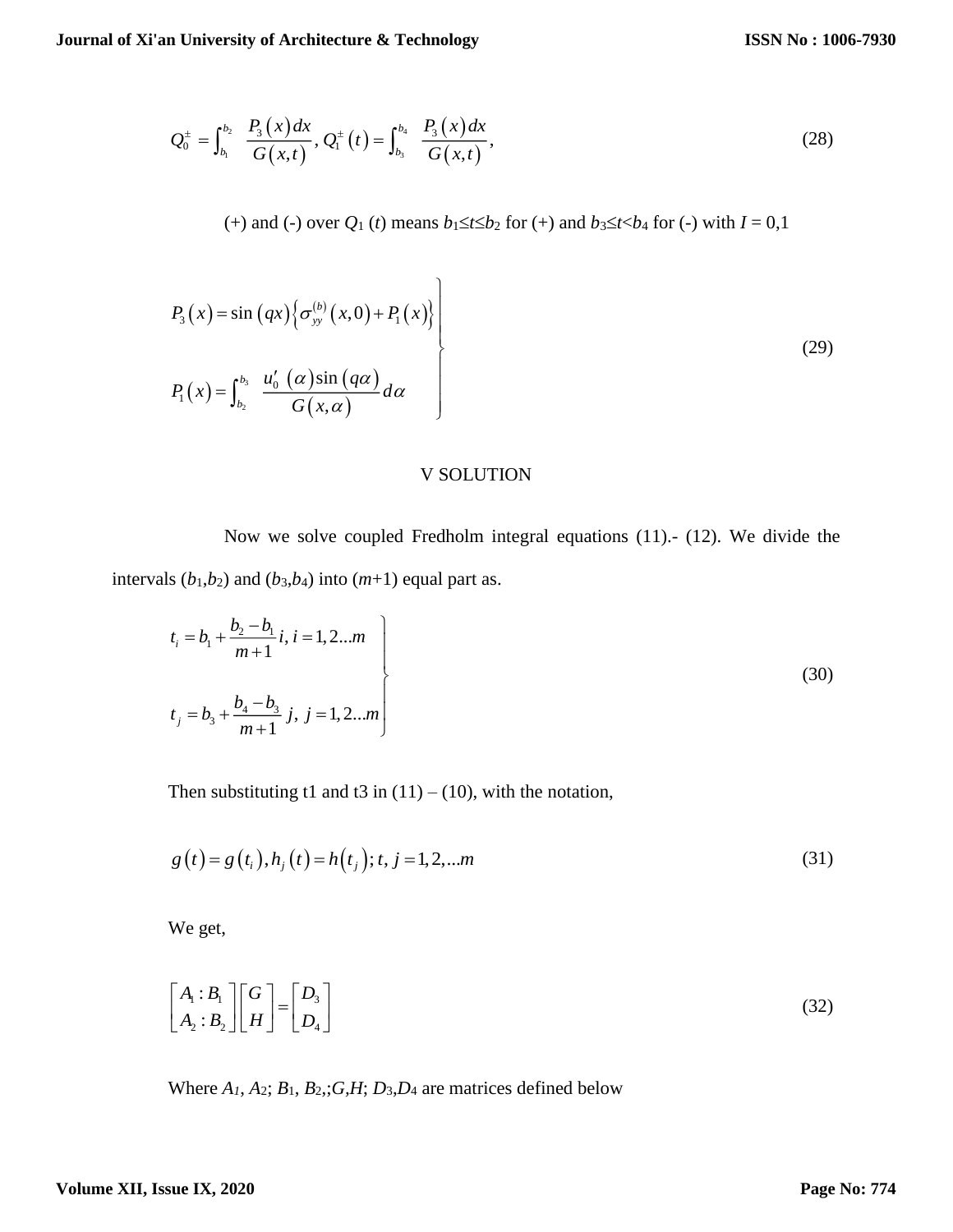$$Q_0^{\pm} = \int_{b_1}^{b_2} \frac{P_3(x)\,dx}{G(x,t)},\; Q_1^{\pm}(t) = \int_{b_3}^{b_4} \frac{P_3(x)\,dx}{G(x,t)}, \tag{28}$$

(+) and (-) over $Q_1$ ($t$) means $b_1 \leq t \leq b_2$ for (+) and $b_3 \leq t < b_4$ for (-) with $I = 0,1$

$$\left.\begin{aligned} P_3(x) &= \sin(qx)\left\{\sigma_{yy}^{(b)}(x,0) + P_1(x)\right\} \\ P_1(x) &= \int_{b_2}^{b_3} \frac{u_0'(\alpha)\sin(q\alpha)}{G(x,\alpha)}\,d\alpha \end{aligned}\right\} \tag{29}$$

## V SOLUTION

Now we solve coupled Fredholm integral equations (11).- (12). We divide the intervals ($b_1$,$b_2$) and ($b_3$,$b_4$) into ($m$+1) equal part as.

$$\left.\begin{aligned} t_i &= b_1 + \frac{b_2 - b_1}{m+1} i,\; i = 1,2...m \\ t_j &= b_3 + \frac{b_4 - b_3}{m+1} j,\; j = 1,2...m \end{aligned}\right\} \tag{30}$$

Then substituting t1 and t3 in (11) – (10), with the notation,

$$g(t) = g(t_i), h_j(t) = h(t_j); t, j = 1,2,...m \tag{31}$$

We get,

$$\begin{bmatrix} A_1 : B_1 \\ A_2 : B_2 \end{bmatrix} \begin{bmatrix} G \\ H \end{bmatrix} = \begin{bmatrix} D_3 \\ D_4 \end{bmatrix} \tag{32}$$

Where $A_1$, $A_2$; $B_1$, $B_2$,;$G$,$H$; $D_3$,$D_4$ are matrices defined below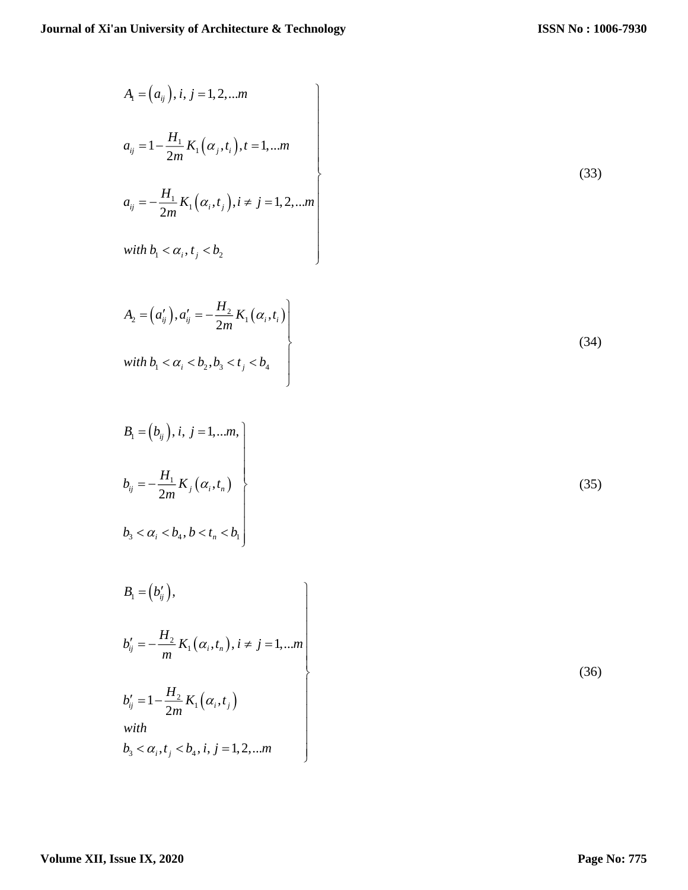$$
\left.\begin{aligned}
&A_1 = \left(a_{ij}\right), i,\ j = 1,2,...m \\
&a_{ij} = 1 - \frac{H_1}{2m} K_1\left(\alpha_j, t_i\right), t = 1,...m \\
&a_{ij} = -\frac{H_1}{2m} K_1\left(\alpha_i, t_j\right), i \neq j = 1,2,...m \\
&with\ b_1 < \alpha_i, t_j < b_2
\end{aligned}\right\} \tag{33}
$$

$$
\left.\begin{aligned}
&A_2 = \left(a'_{ij}\right), a'_{ij} = -\frac{H_2}{2m} K_1\left(\alpha_i, t_i\right) \\
&with\ b_1 < \alpha_i < b_2, b_3 < t_j < b_4
\end{aligned}\right\} \tag{34}
$$

$$
\left.\begin{aligned}
&B_1 = \left(b_{ij}\right), i,\ j = 1,...m, \\
&b_{ij} = -\frac{H_1}{2m} K_j\left(\alpha_i, t_n\right) \\
&b_3 < \alpha_i < b_4, b < t_n < b_1
\end{aligned}\right\} \tag{35}
$$

$$
\left.\begin{aligned}
&B_1 = \left(b'_{ij}\right), \\
&b'_{ij} = -\frac{H_2}{m} K_1\left(\alpha_i, t_n\right), i \neq j = 1,...m \\
&b'_{ij} = 1 - \frac{H_2}{2m} K_1\left(\alpha_i, t_j\right) \\
&with \\
&b_3 < \alpha_i, t_j < b_4, i, j = 1,2,...m
\end{aligned}\right\} \tag{36}
$$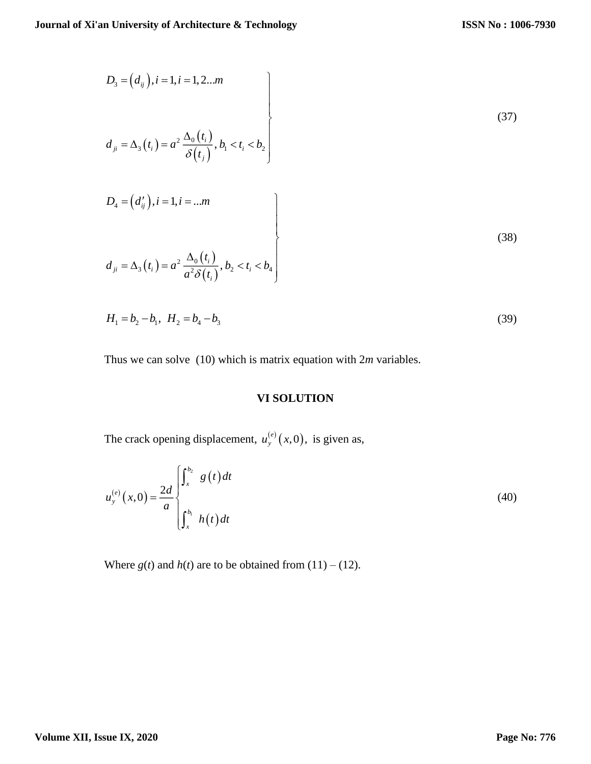$$
\left.
\begin{aligned}
& D_3 = \left(d_{ij}\right), i = 1, i = 1, 2...m \\
& d_{ji} = \Delta_3\left(t_i\right) = a^2 \frac{\Delta_0\left(t_i\right)}{\delta\left(t_j\right)}, b_1 < t_i < b_2
\end{aligned}
\right\}
\tag{37}
$$

$$
\left.
\begin{aligned}
& D_4 = \left(d'_{ij}\right), i = 1, i = ...m \\
& d_{ji} = \Delta_3\left(t_i\right) = a^2 \frac{\Delta_0\left(t_i\right)}{a^2\delta\left(t_i\right)}, b_2 < t_i < b_4
\end{aligned}
\right\}
\tag{38}
$$

$$
H_1 = b_2 - b_1, \; H_2 = b_4 - b_3 \tag{39}
$$

Thus we can solve (10) which is matrix equation with 2$m$ variables.

## VI SOLUTION

The crack opening displacement, $u_y^{(e)}\left(x,0\right)$, is given as,

$$
u_y^{(e)}\left(x,0\right) = \frac{2d}{a}
\begin{cases}
\int_x^{b_2} \; g\left(t\right)dt \\
\int_x^{b_1} \; h\left(t\right)dt
\end{cases}
\tag{40}
$$

Where $g(t)$ and $h(t)$ are to be obtained from (11) – (12).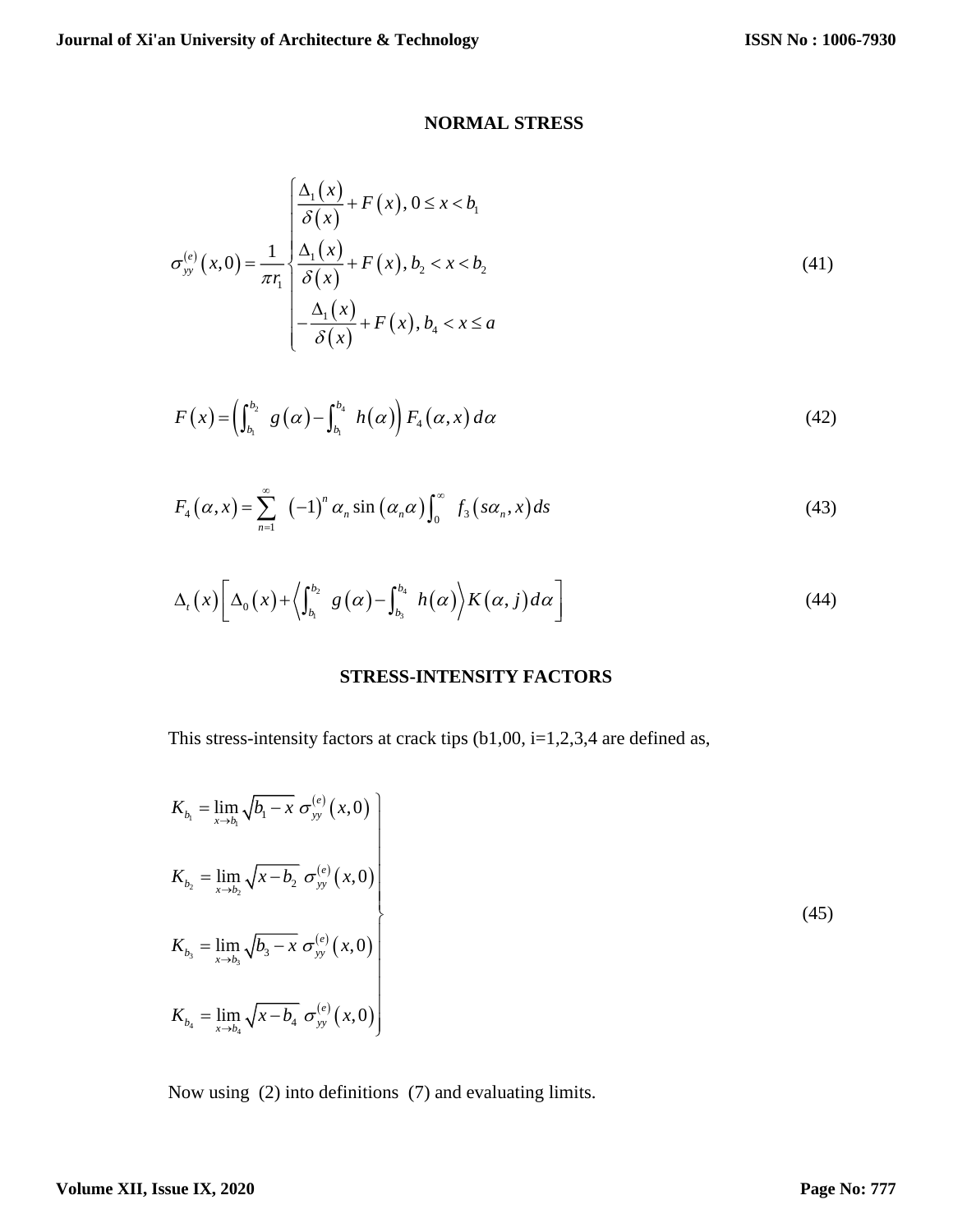## NORMAL STRESS

$$\sigma_{yy}^{(e)}(x,0)=\frac{1}{\pi r_1}\begin{cases}\dfrac{\Delta_1(x)}{\delta(x)}+F(x),\ 0\le x<b_1\\ \dfrac{\Delta_1(x)}{\delta(x)}+F(x),\ b_2<x<b_2\\ -\dfrac{\Delta_1(x)}{\delta(x)}+F(x),\ b_4<x\le a\end{cases}\tag{41}$$

$$F(x)=\left(\int_{b_1}^{b_2}\ g(\alpha)-\int_{b_1}^{b_4}\ h(\alpha)\right)F_4(\alpha,x)\,d\alpha\tag{42}$$

$$F_4(\alpha,x)=\sum_{n=1}^{\infty}\ (-1)^n\alpha_n\sin(\alpha_n\alpha)\int_0^{\infty}\ f_3(s\alpha_n,x)ds\tag{43}$$

$$\Delta_t(x)\left[\Delta_0(x)+\left\langle\int_{b_1}^{b_2}\ g(\alpha)-\int_{b_3}^{b_4}\ h(\alpha)\right\rangle K(\alpha,j)d\alpha\right]\tag{44}$$

## STRESS-INTENSITY FACTORS

This stress-intensity factors at crack tips (b1,00, i=1,2,3,4 are defined as,

$$\left.\begin{aligned}K_{b_1}&=\lim_{x\to b_1}\sqrt{b_1-x}\ \sigma_{yy}^{(e)}(x,0)\\ K_{b_2}&=\lim_{x\to b_2}\sqrt{x-b_2}\ \sigma_{yy}^{(e)}(x,0)\\ K_{b_3}&=\lim_{x\to b_3}\sqrt{b_3-x}\ \sigma_{yy}^{(e)}(x,0)\\ K_{b_4}&=\lim_{x\to b_4}\sqrt{x-b_4}\ \sigma_{yy}^{(e)}(x,0)\end{aligned}\right\}\tag{45}$$

Now using (2) into definitions (7) and evaluating limits.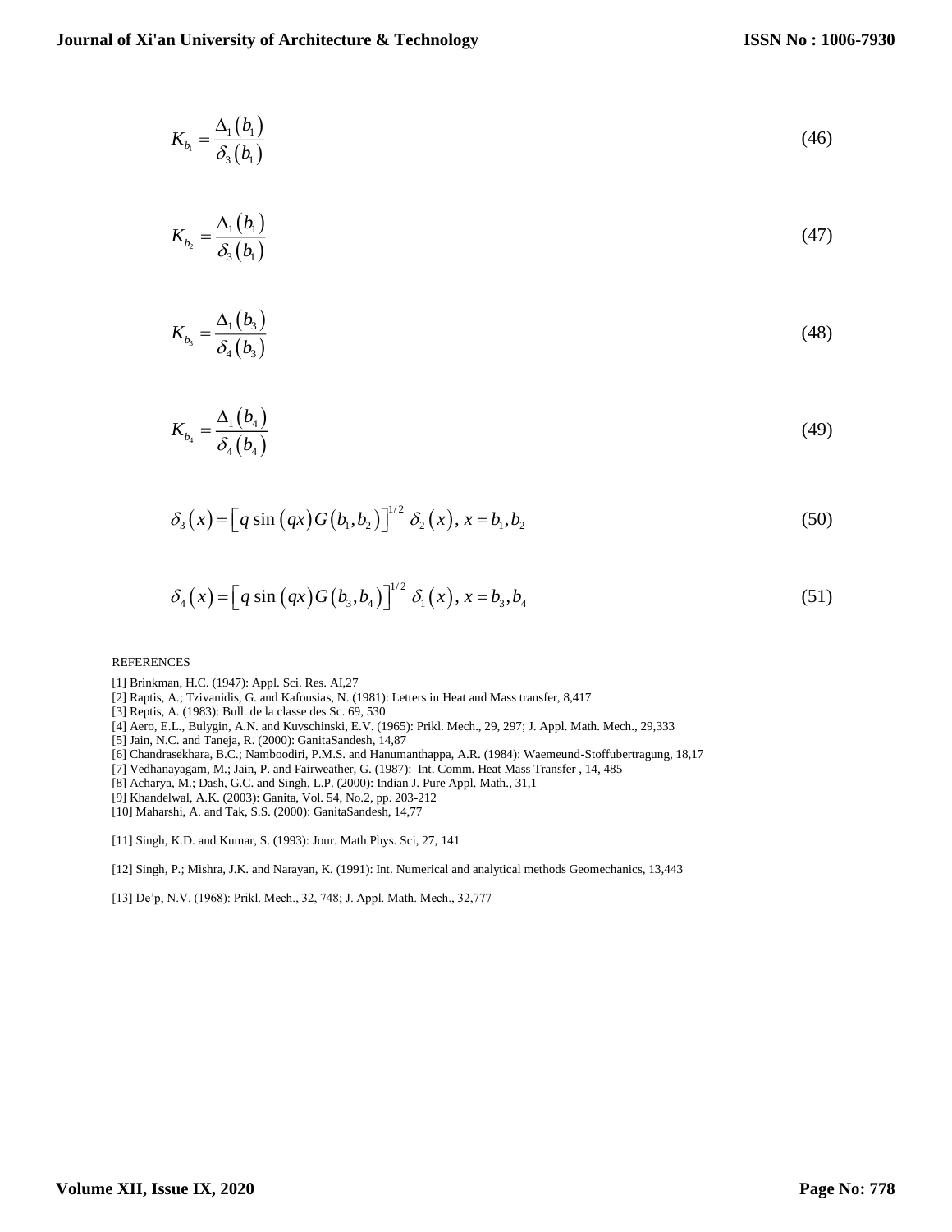$$K_{b_1} = \frac{\Delta_1(b_1)}{\delta_3(b_1)} \tag{46}$$

$$K_{b_2} = \frac{\Delta_1(b_1)}{\delta_3(b_1)} \tag{47}$$

$$K_{b_3} = \frac{\Delta_1(b_3)}{\delta_4(b_3)} \tag{48}$$

$$K_{b_4} = \frac{\Delta_1(b_4)}{\delta_4(b_4)} \tag{49}$$

$$\delta_3(x) = \left[ q \sin(qx) G(b_1, b_2) \right]^{1/2} \delta_2(x),\; x = b_1, b_2 \tag{50}$$

$$\delta_4(x) = \left[ q \sin(qx) G(b_3, b_4) \right]^{1/2} \delta_1(x),\; x = b_3, b_4 \tag{51}$$

REFERENCES

[1] Brinkman, H.C. (1947): Appl. Sci. Res. AI,27
[2] Raptis, A.; Tzivanidis, G. and Kafousias, N. (1981): Letters in Heat and Mass transfer, 8,417
[3] Reptis, A. (1983): Bull. de la classe des Sc. 69, 530
[4] Aero, E.L., Bulygin, A.N. and Kuvschinski, E.V. (1965): Prikl. Mech., 29, 297; J. Appl. Math. Mech., 29,333
[5] Jain, N.C. and Taneja, R. (2000): GanitaSandesh, 14,87
[6] Chandrasekhara, B.C.; Namboodiri, P.M.S. and Hanumanthappa, A.R. (1984): Waemeund-Stoffubertragung, 18,17
[7] Vedhanayagam, M.; Jain, P. and Fairweather, G. (1987): Int. Comm. Heat Mass Transfer , 14, 485
[8] Acharya, M.; Dash, G.C. and Singh, L.P. (2000): Indian J. Pure Appl. Math., 31,1
[9] Khandelwal, A.K. (2003): Ganita, Vol. 54, No.2, pp. 203-212
[10] Maharshi, A. and Tak, S.S. (2000): GanitaSandesh, 14,77

[11] Singh, K.D. and Kumar, S. (1993): Jour. Math Phys. Sci, 27, 141

[12] Singh, P.; Mishra, J.K. and Narayan, K. (1991): Int. Numerical and analytical methods Geomechanics, 13,443

[13] De'p, N.V. (1968): Prikl. Mech., 32, 748; J. Appl. Math. Mech., 32,777